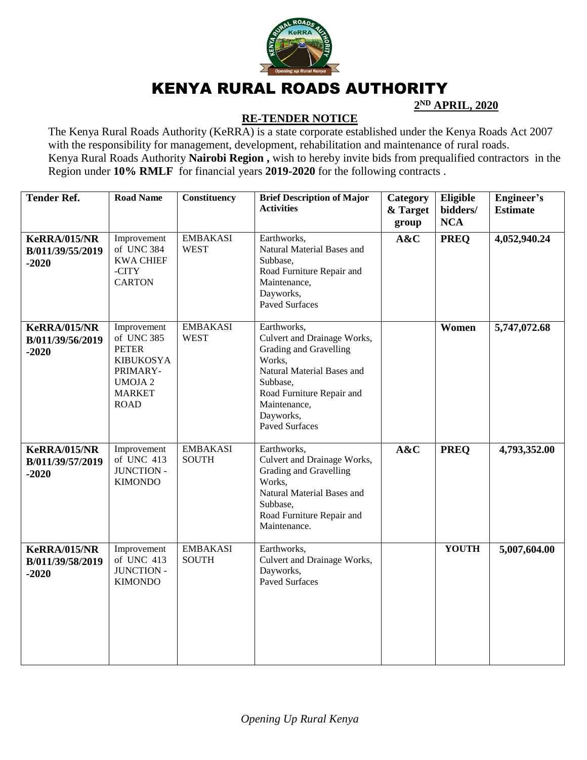# KENYA RURAL ROADS AUTHORITY

**2ND APRIL, 2020**

## RE-TENDER NOTICE

The Kenya Rural Roads Authority (KeRRA) is a state corporate established under the Kenya Roads Act 2007 with the responsibility for management, development, rehabilitation and maintenance of rural roads.
Kenya Rural Roads Authority **Nairobi Region ,** wish to hereby invite bids from prequalified contractors in the Region under **10% RMLF** for financial years **2019-2020** for the following contracts .

| Tender Ref. | Road Name | Constituency | Brief Description of Major Activities | Category & Target group | Eligible bidders/ NCA | Engineer's Estimate |
|---|---|---|---|---|---|---|
| **KeRRA/015/NRB/011/39/55/2019-2020** | Improvement of UNC 384 KWA CHIEF -CITY CARTON | EMBAKASI WEST | Earthworks, Natural Material Bases and Subbase, Road Furniture Repair and Maintenance, Dayworks, Paved Surfaces | **A&C** | **PREQ** | **4,052,940.24** |
| **KeRRA/015/NRB/011/39/56/2019-2020** | Improvement of UNC 385 PETER KIBUKOSYA PRIMARY-UMOJA 2 MARKET ROAD | EMBAKASI WEST | Earthworks, Culvert and Drainage Works, Grading and Gravelling Works, Natural Material Bases and Subbase, Road Furniture Repair and Maintenance, Dayworks, Paved Surfaces | | **Women** | **5,747,072.68** |
| **KeRRA/015/NRB/011/39/57/2019-2020** | Improvement of UNC 413 JUNCTION - KIMONDO | EMBAKASI SOUTH | Earthworks, Culvert and Drainage Works, Grading and Gravelling Works, Natural Material Bases and Subbase, Road Furniture Repair and Maintenance. | **A&C** | **PREQ** | **4,793,352.00** |
| **KeRRA/015/NRB/011/39/58/2019-2020** | Improvement of UNC 413 JUNCTION - KIMONDO | EMBAKASI SOUTH | Earthworks, Culvert and Drainage Works, Dayworks, Paved Surfaces | | **YOUTH** | **5,007,604.00** |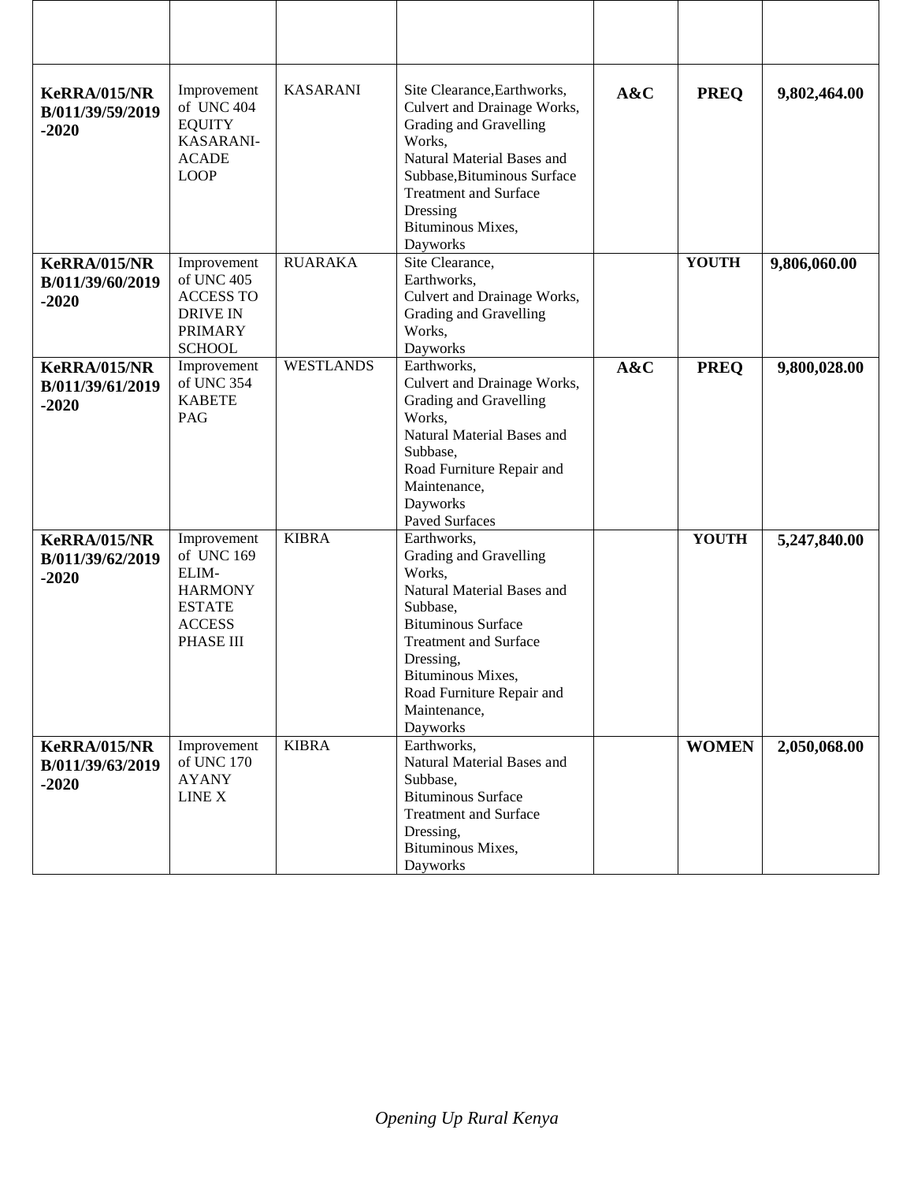| | | | | | | |
|---|---|---|---|---|---|---|
| **KeRRA/015/NRB/011/39/59/2019-2020** | Improvement of UNC 404 EQUITY KASARANI-ACADE LOOP | KASARANI | Site Clearance,Earthworks, Culvert and Drainage Works, Grading and Gravelling Works, Natural Material Bases and Subbase,Bituminous Surface Treatment and Surface Dressing Bituminous Mixes, Dayworks | **A&C** | **PREQ** | **9,802,464.00** |
| **KeRRA/015/NRB/011/39/60/2019-2020** | Improvement of UNC 405 ACCESS TO DRIVE IN PRIMARY SCHOOL | RUARAKA | Site Clearance, Earthworks, Culvert and Drainage Works, Grading and Gravelling Works, Dayworks | | **YOUTH** | **9,806,060.00** |
| **KeRRA/015/NRB/011/39/61/2019-2020** | Improvement of UNC 354 KABETE PAG | WESTLANDS | Earthworks, Culvert and Drainage Works, Grading and Gravelling Works, Natural Material Bases and Subbase, Road Furniture Repair and Maintenance, Dayworks Paved Surfaces | **A&C** | **PREQ** | **9,800,028.00** |
| **KeRRA/015/NRB/011/39/62/2019-2020** | Improvement of UNC 169 ELIM-HARMONY ESTATE ACCESS PHASE III | KIBRA | Earthworks, Grading and Gravelling Works, Natural Material Bases and Subbase, Bituminous Surface Treatment and Surface Dressing, Bituminous Mixes, Road Furniture Repair and Maintenance, Dayworks | | **YOUTH** | **5,247,840.00** |
| **KeRRA/015/NRB/011/39/63/2019-2020** | Improvement of UNC 170 AYANY LINE X | KIBRA | Earthworks, Natural Material Bases and Subbase, Bituminous Surface Treatment and Surface Dressing, Bituminous Mixes, Dayworks | | **WOMEN** | **2,050,068.00** |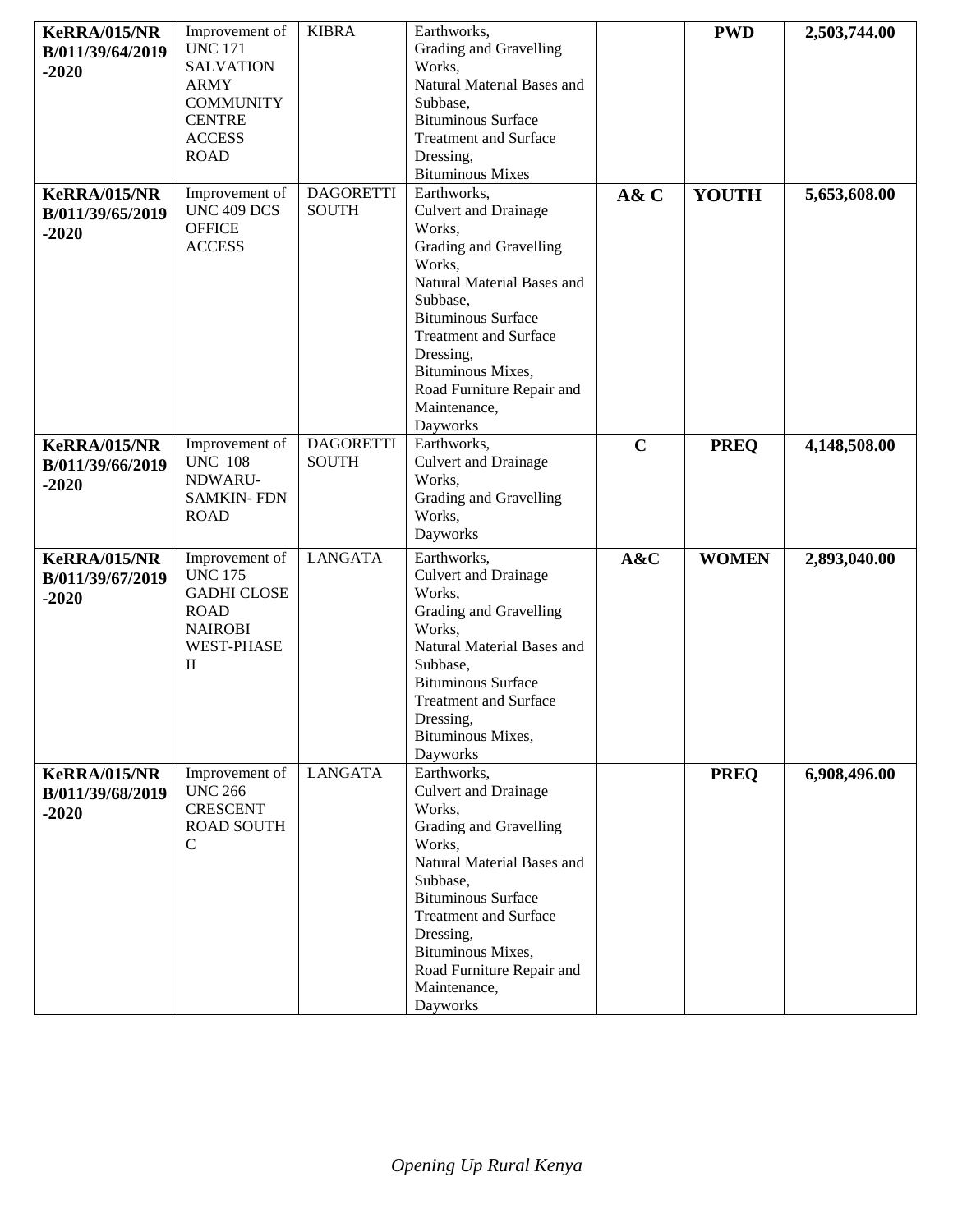| | | | | | | |
|---|---|---|---|---|---|---|
| **KeRRA/015/NRB/011/39/64/2019-2020** | Improvement of UNC 171 SALVATION ARMY COMMUNITY CENTRE ACCESS ROAD | KIBRA | Earthworks, Grading and Gravelling Works, Natural Material Bases and Subbase, Bituminous Surface Treatment and Surface Dressing, Bituminous Mixes | | **PWD** | **2,503,744.00** |
| **KeRRA/015/NRB/011/39/65/2019-2020** | Improvement of UNC 409 DCS OFFICE ACCESS | DAGORETTI SOUTH | Earthworks, Culvert and Drainage Works, Grading and Gravelling Works, Natural Material Bases and Subbase, Bituminous Surface Treatment and Surface Dressing, Bituminous Mixes, Road Furniture Repair and Maintenance, Dayworks | **A& C** | **YOUTH** | **5,653,608.00** |
| **KeRRA/015/NRB/011/39/66/2019-2020** | Improvement of UNC 108 NDWARU-SAMKIN- FDN ROAD | DAGORETTI SOUTH | Earthworks, Culvert and Drainage Works, Grading and Gravelling Works, Dayworks | **C** | **PREQ** | **4,148,508.00** |
| **KeRRA/015/NRB/011/39/67/2019-2020** | Improvement of UNC 175 GADHI CLOSE ROAD NAIROBI WEST-PHASE II | LANGATA | Earthworks, Culvert and Drainage Works, Grading and Gravelling Works, Natural Material Bases and Subbase, Bituminous Surface Treatment and Surface Dressing, Bituminous Mixes, Dayworks | **A&C** | **WOMEN** | **2,893,040.00** |
| **KeRRA/015/NRB/011/39/68/2019-2020** | Improvement of UNC 266 CRESCENT ROAD SOUTH C | LANGATA | Earthworks, Culvert and Drainage Works, Grading and Gravelling Works, Natural Material Bases and Subbase, Bituminous Surface Treatment and Surface Dressing, Bituminous Mixes, Road Furniture Repair and Maintenance, Dayworks | | **PREQ** | **6,908,496.00** |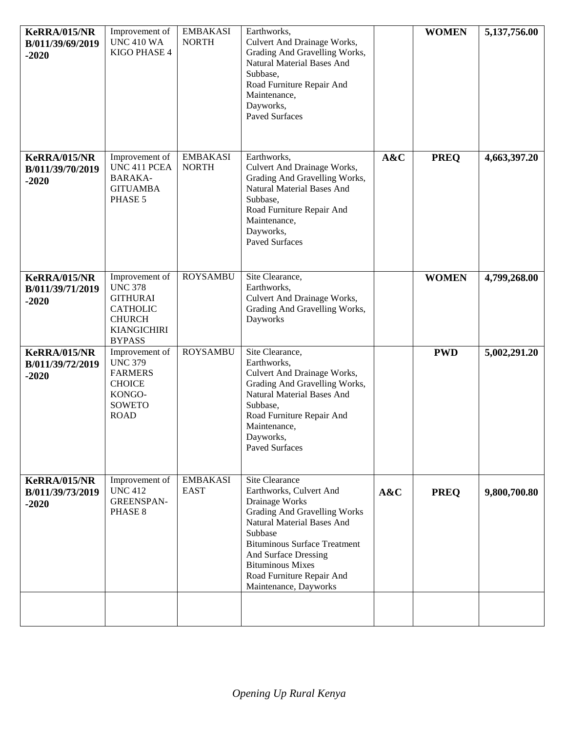| | | | | | | |
|---|---|---|---|---|---|---|
| **KeRRA/015/NRB/011/39/69/2019-2020** | Improvement of UNC 410 WA KIGO PHASE 4 | EMBAKASI NORTH | Earthworks, Culvert And Drainage Works, Grading And Gravelling Works, Natural Material Bases And Subbase, Road Furniture Repair And Maintenance, Dayworks, Paved Surfaces | | **WOMEN** | **5,137,756.00** |
| **KeRRA/015/NRB/011/39/70/2019-2020** | Improvement of UNC 411 PCEA BARAKA-GITUAMBA PHASE 5 | EMBAKASI NORTH | Earthworks, Culvert And Drainage Works, Grading And Gravelling Works, Natural Material Bases And Subbase, Road Furniture Repair And Maintenance, Dayworks, Paved Surfaces | **A&C** | **PREQ** | **4,663,397.20** |
| **KeRRA/015/NRB/011/39/71/2019-2020** | Improvement of UNC 378 GITHURAI CATHOLIC CHURCH KIANGICHIRI BYPASS | ROYSAMBU | Site Clearance, Earthworks, Culvert And Drainage Works, Grading And Gravelling Works, Dayworks | | **WOMEN** | **4,799,268.00** |
| **KeRRA/015/NRB/011/39/72/2019-2020** | Improvement of UNC 379 FARMERS CHOICE KONGO-SOWETO ROAD | ROYSAMBU | Site Clearance, Earthworks, Culvert And Drainage Works, Grading And Gravelling Works, Natural Material Bases And Subbase, Road Furniture Repair And Maintenance, Dayworks, Paved Surfaces | | **PWD** | **5,002,291.20** |
| **KeRRA/015/NRB/011/39/73/2019-2020** | Improvement of UNC 412 GREENSPAN-PHASE 8 | EMBAKASI EAST | Site Clearance Earthworks, Culvert And Drainage Works Grading And Gravelling Works Natural Material Bases And Subbase Bituminous Surface Treatment And Surface Dressing Bituminous Mixes Road Furniture Repair And Maintenance, Dayworks | **A&C** | **PREQ** | **9,800,700.80** |
| | | | | | | |

*Opening Up Rural Kenya*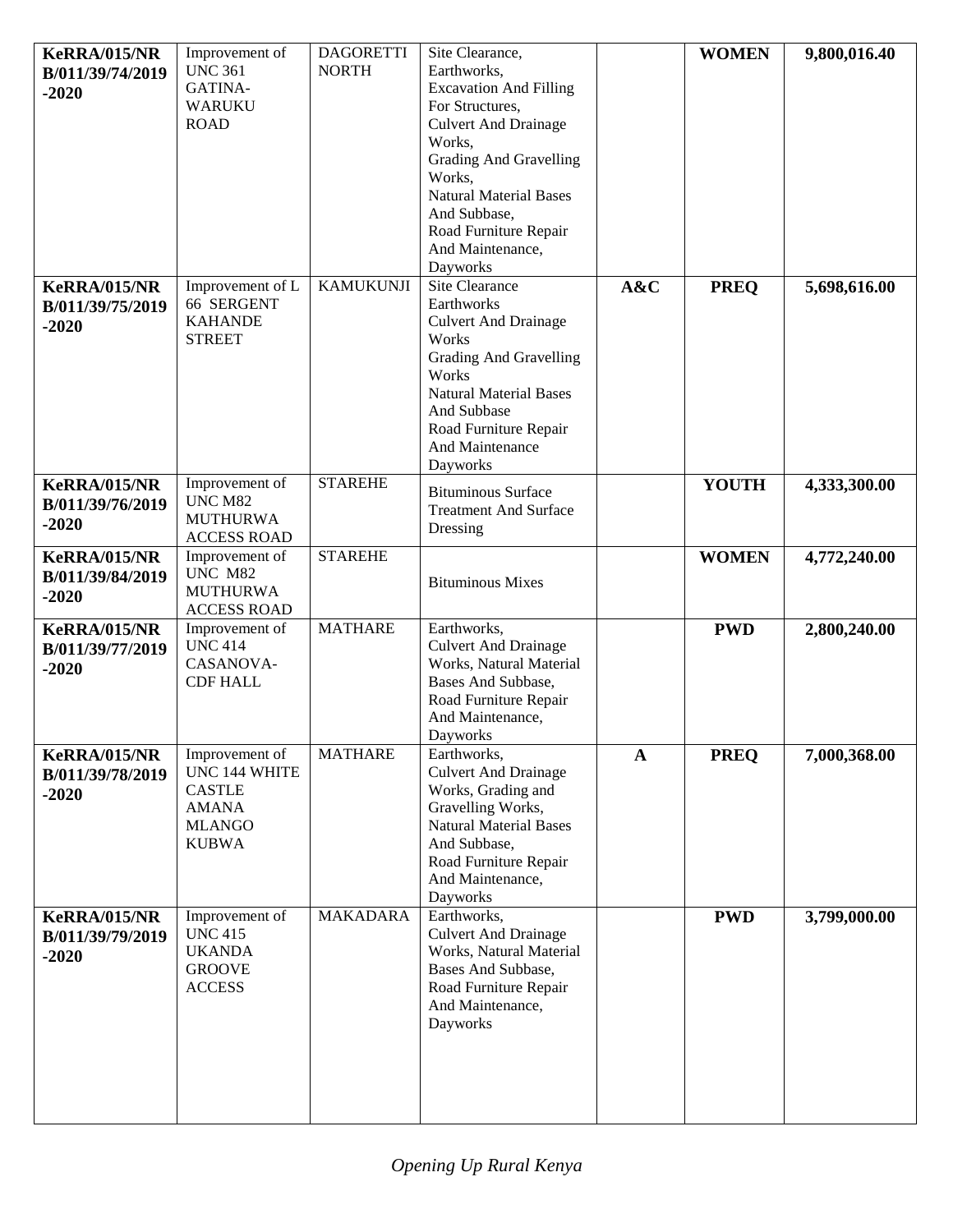| KeRRA/015/NR B/011/39/74/2019 -2020 | Improvement of UNC 361 GATINA-WARUKU ROAD | DAGORETTI NORTH | Site Clearance, Earthworks, Excavation And Filling For Structures, Culvert And Drainage Works, Grading And Gravelling Works, Natural Material Bases And Subbase, Road Furniture Repair And Maintenance, Dayworks | | **WOMEN** | **9,800,016.40** |
|---|---|---|---|---|---|---|
| **KeRRA/015/NR B/011/39/75/2019 -2020** | Improvement of L 66 SERGENT KAHANDE STREET | KAMUKUNJI | Site Clearance Earthworks Culvert And Drainage Works Grading And Gravelling Works Natural Material Bases And Subbase Road Furniture Repair And Maintenance Dayworks | **A&C** | **PREQ** | **5,698,616.00** |
| **KeRRA/015/NR B/011/39/76/2019 -2020** | Improvement of UNC M82 MUTHURWA ACCESS ROAD | STAREHE | Bituminous Surface Treatment And Surface Dressing | | **YOUTH** | **4,333,300.00** |
| **KeRRA/015/NR B/011/39/84/2019 -2020** | Improvement of UNC M82 MUTHURWA ACCESS ROAD | STAREHE | Bituminous Mixes | | **WOMEN** | **4,772,240.00** |
| **KeRRA/015/NR B/011/39/77/2019 -2020** | Improvement of UNC 414 CASANOVA-CDF HALL | MATHARE | Earthworks, Culvert And Drainage Works, Natural Material Bases And Subbase, Road Furniture Repair And Maintenance, Dayworks | | **PWD** | **2,800,240.00** |
| **KeRRA/015/NR B/011/39/78/2019 -2020** | Improvement of UNC 144 WHITE CASTLE AMANA MLANGO KUBWA | MATHARE | Earthworks, Culvert And Drainage Works, Grading and Gravelling Works, Natural Material Bases And Subbase, Road Furniture Repair And Maintenance, Dayworks | **A** | **PREQ** | **7,000,368.00** |
| **KeRRA/015/NR B/011/39/79/2019 -2020** | Improvement of UNC 415 UKANDA GROOVE ACCESS | MAKADARA | Earthworks, Culvert And Drainage Works, Natural Material Bases And Subbase, Road Furniture Repair And Maintenance, Dayworks | | **PWD** | **3,799,000.00** |

*Opening Up Rural Kenya*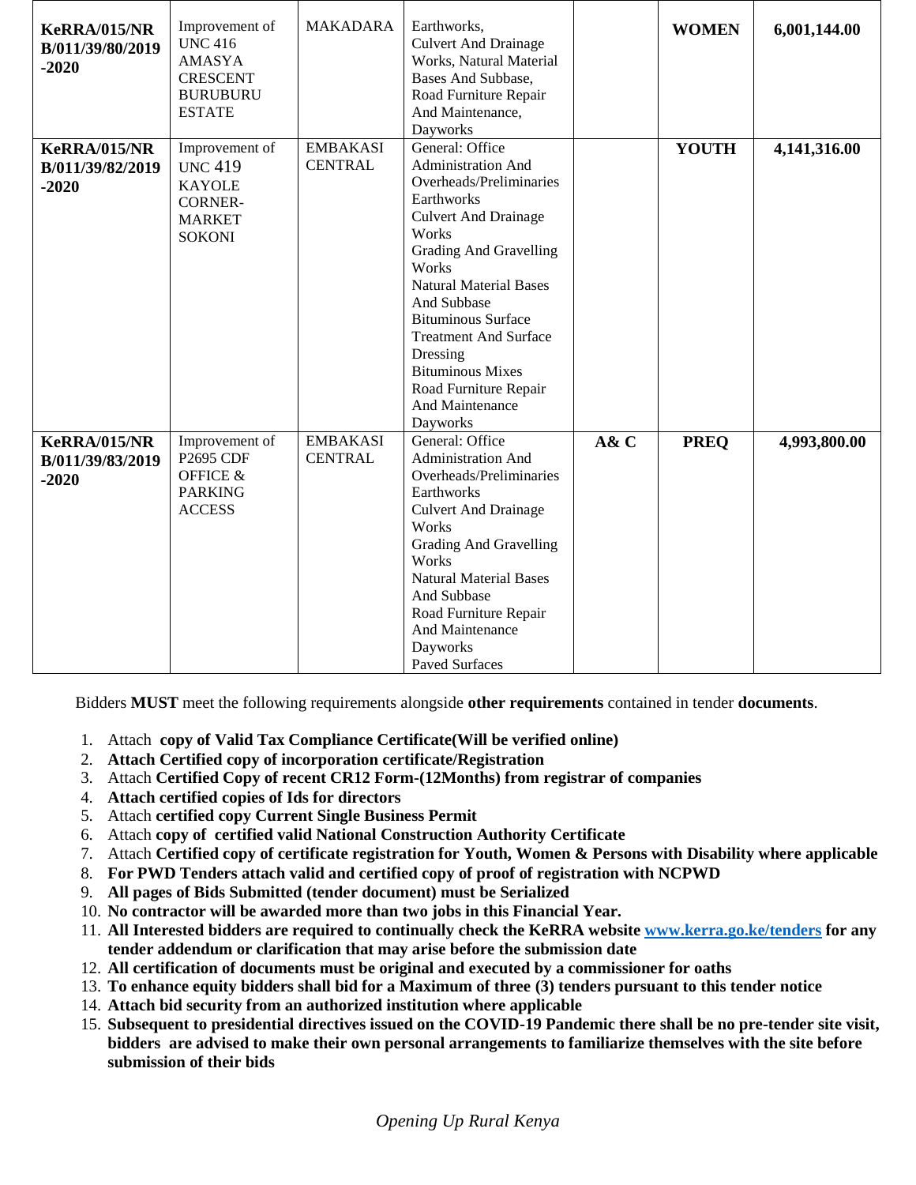| | | | | | | |
|---|---|---|---|---|---|---|
| **KeRRA/015/NRB/011/39/80/2019-2020** | Improvement of UNC 416 AMASYA CRESCENT BURUBURU ESTATE | MAKADARA | Earthworks, Culvert And Drainage Works, Natural Material Bases And Subbase, Road Furniture Repair And Maintenance, Dayworks | | **WOMEN** | **6,001,144.00** |
| **KeRRA/015/NRB/011/39/82/2019-2020** | Improvement of UNC 419 KAYOLE CORNER-MARKET SOKONI | EMBAKASI CENTRAL | General: Office Administration And Overheads/Preliminaries Earthworks Culvert And Drainage Works Grading And Gravelling Works Natural Material Bases And Subbase Bituminous Surface Treatment And Surface Dressing Bituminous Mixes Road Furniture Repair And Maintenance Dayworks | | **YOUTH** | **4,141,316.00** |
| **KeRRA/015/NRB/011/39/83/2019-2020** | Improvement of P2695 CDF OFFICE & PARKING ACCESS | EMBAKASI CENTRAL | General: Office Administration And Overheads/Preliminaries Earthworks Culvert And Drainage Works Grading And Gravelling Works Natural Material Bases And Subbase Road Furniture Repair And Maintenance Dayworks Paved Surfaces | **A& C** | **PREQ** | **4,993,800.00** |

Bidders **MUST** meet the following requirements alongside **other requirements** contained in tender **documents**.

1. Attach **copy of Valid Tax Compliance Certificate(Will be verified online)**
2. **Attach Certified copy of incorporation certificate/Registration**
3. Attach **Certified Copy of recent CR12 Form-(12Months) from registrar of companies**
4. **Attach certified copies of Ids for directors**
5. Attach **certified copy Current Single Business Permit**
6. Attach **copy of certified valid National Construction Authority Certificate**
7. Attach **Certified copy of certificate registration for Youth, Women & Persons with Disability where applicable**
8. **For PWD Tenders attach valid and certified copy of proof of registration with NCPWD**
9. **All pages of Bids Submitted (tender document) must be Serialized**
10. **No contractor will be awarded more than two jobs in this Financial Year.**
11. **All Interested bidders are required to continually check the KeRRA website [www.kerra.go.ke/tenders](www.kerra.go.ke/tenders) for any tender addendum or clarification that may arise before the submission date**
12. **All certification of documents must be original and executed by a commissioner for oaths**
13. **To enhance equity bidders shall bid for a Maximum of three (3) tenders pursuant to this tender notice**
14. **Attach bid security from an authorized institution where applicable**
15. **Subsequent to presidential directives issued on the COVID-19 Pandemic there shall be no pre-tender site visit, bidders are advised to make their own personal arrangements to familiarize themselves with the site before submission of their bids**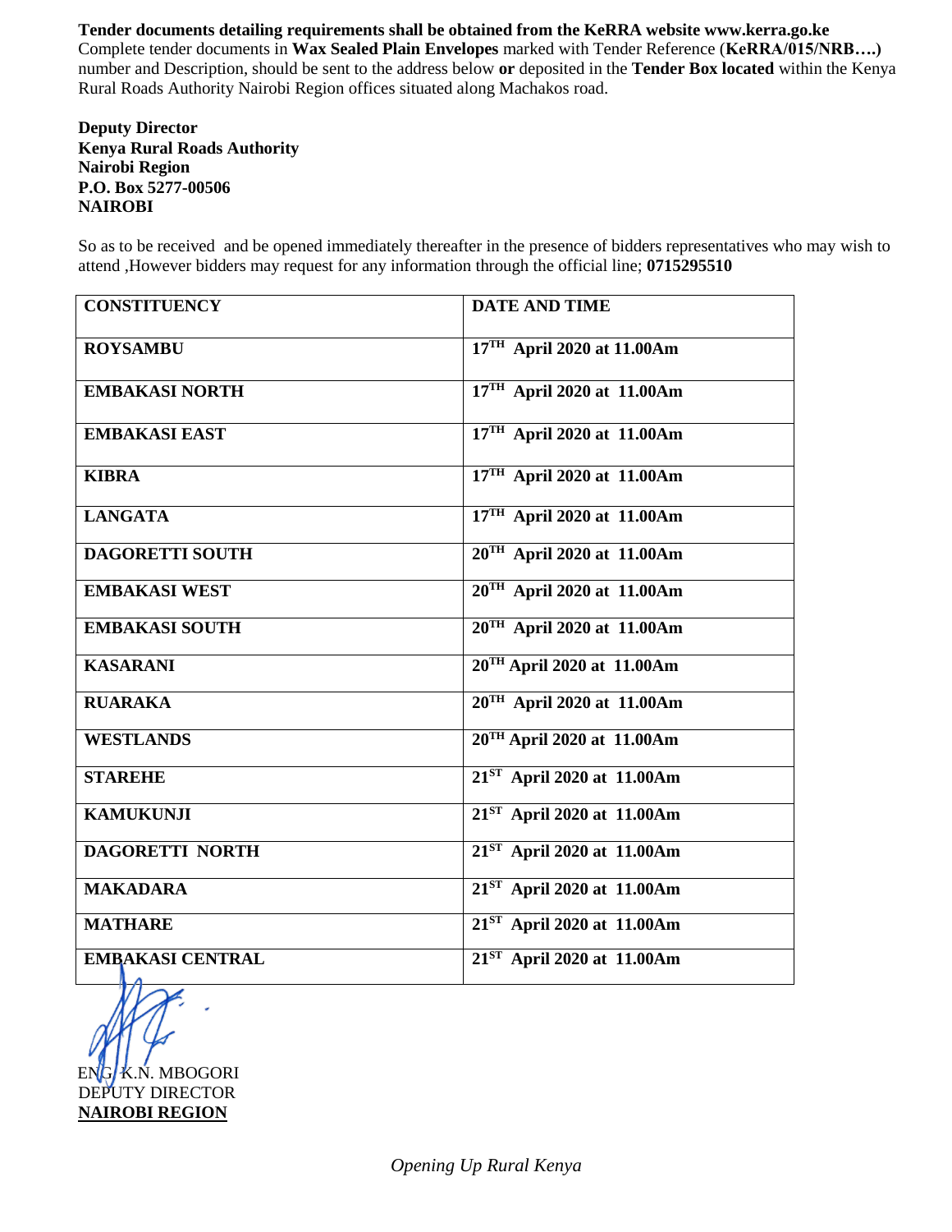**Tender documents detailing requirements shall be obtained from the KeRRA website www.kerra.go.ke**
Complete tender documents in **Wax Sealed Plain Envelopes** marked with Tender Reference (**KeRRA/015/NRB….)** number and Description, should be sent to the address below **or** deposited in the **Tender Box located** within the Kenya Rural Roads Authority Nairobi Region offices situated along Machakos road.

**Deputy Director**
**Kenya Rural Roads Authority**
**Nairobi Region**
**P.O. Box 5277-00506**
**NAIROBI**

So as to be received and be opened immediately thereafter in the presence of bidders representatives who may wish to attend ,However bidders may request for any information through the official line; **0715295510**

| CONSTITUENCY | DATE AND TIME |
|---|---|
| ROYSAMBU | 17TH April 2020 at 11.00Am |
| EMBAKASI NORTH | 17TH April 2020 at 11.00Am |
| EMBAKASI EAST | 17TH April 2020 at 11.00Am |
| KIBRA | 17TH April 2020 at 11.00Am |
| LANGATA | 17TH April 2020 at 11.00Am |
| DAGORETTI SOUTH | 20TH April 2020 at 11.00Am |
| EMBAKASI WEST | 20TH April 2020 at 11.00Am |
| EMBAKASI SOUTH | 20TH April 2020 at 11.00Am |
| KASARANI | 20TH April 2020 at 11.00Am |
| RUARAKA | 20TH April 2020 at 11.00Am |
| WESTLANDS | 20TH April 2020 at 11.00Am |
| STAREHE | 21ST April 2020 at 11.00Am |
| KAMUKUNJI | 21ST April 2020 at 11.00Am |
| DAGORETTI NORTH | 21ST April 2020 at 11.00Am |
| MAKADARA | 21ST April 2020 at 11.00Am |
| MATHARE | 21ST April 2020 at 11.00Am |
| EMBAKASI CENTRAL | 21ST April 2020 at 11.00Am |

ENG K.N. MBOGORI
DEPUTY DIRECTOR
**NAIROBI REGION**

*Opening Up Rural Kenya*